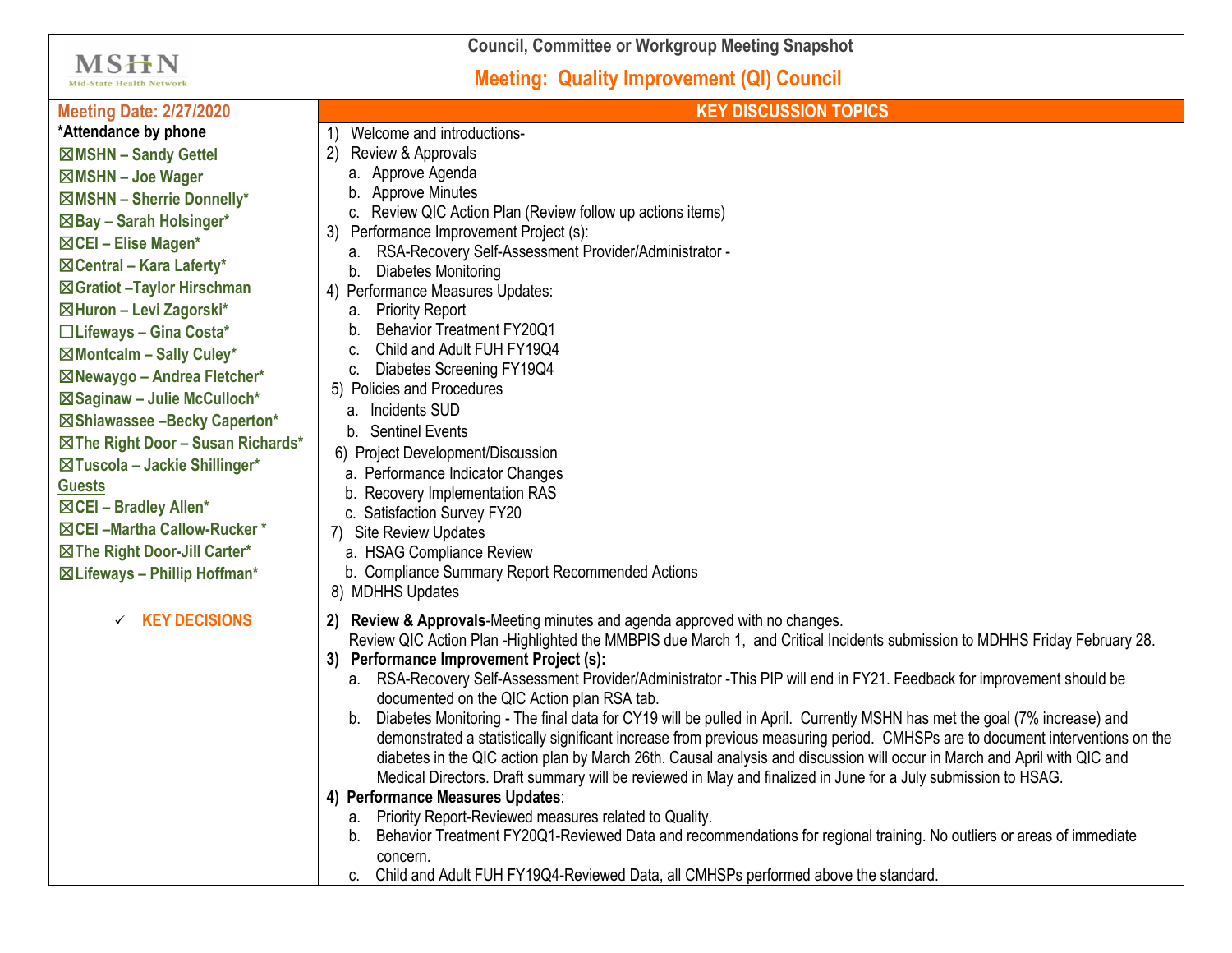MSHN
Mid-State Health Network

# Council, Committee or Workgroup Meeting Snapshot

## Meeting: Quality Improvement (QI) Council

| Meeting Date: 2/27/2020 | KEY DISCUSSION TOPICS |
|---|---|
| *Attendance by phone<br>☒MSHN – Sandy Gettel<br>☒MSHN – Joe Wager<br>☒MSHN – Sherrie Donnelly*<br>☒Bay – Sarah Holsinger*<br>☒CEI – Elise Magen*<br>☒Central – Kara Laferty*<br>☒Gratiot –Taylor Hirschman<br>☒Huron – Levi Zagorski*<br>☐Lifeways – Gina Costa*<br>☒Montcalm – Sally Culey*<br>☒Newaygo – Andrea Fletcher*<br>☒Saginaw – Julie McCulloch*<br>☒Shiawassee –Becky Caperton*<br>☒The Right Door – Susan Richards*<br>☒Tuscola – Jackie Shillinger*<br>Guests<br>☒CEI – Bradley Allen*<br>☒CEI –Martha Callow-Rucker *<br>☒The Right Door-Jill Carter*<br>☒Lifeways – Phillip Hoffman* | 1) Welcome and introductions-<br>2) Review & Approvals<br>a. Approve Agenda<br>b. Approve Minutes<br>c. Review QIC Action Plan (Review follow up actions items)<br>3) Performance Improvement Project (s):<br>a. RSA-Recovery Self-Assessment Provider/Administrator -<br>b. Diabetes Monitoring<br>4) Performance Measures Updates:<br>a. Priority Report<br>b. Behavior Treatment FY20Q1<br>c. Child and Adult FUH FY19Q4<br>c. Diabetes Screening FY19Q4<br>5) Policies and Procedures<br>a. Incidents SUD<br>b. Sentinel Events<br>6) Project Development/Discussion<br>a. Performance Indicator Changes<br>b. Recovery Implementation RAS<br>c. Satisfaction Survey FY20<br>7) Site Review Updates<br>a. HSAG Compliance Review<br>b. Compliance Summary Report Recommended Actions<br>8) MDHHS Updates |
| ✓ KEY DECISIONS | **2) Review & Approvals**-Meeting minutes and agenda approved with no changes.<br>Review QIC Action Plan -Highlighted the MMBPIS due March 1, and Critical Incidents submission to MDHHS Friday February 28.<br>**3) Performance Improvement Project (s):**<br>a. RSA-Recovery Self-Assessment Provider/Administrator -This PIP will end in FY21. Feedback for improvement should be documented on the QIC Action plan RSA tab.<br>b. Diabetes Monitoring - The final data for CY19 will be pulled in April. Currently MSHN has met the goal (7% increase) and demonstrated a statistically significant increase from previous measuring period. CMHSPs are to document interventions on the diabetes in the QIC action plan by March 26th. Causal analysis and discussion will occur in March and April with QIC and Medical Directors. Draft summary will be reviewed in May and finalized in June for a July submission to HSAG.<br>**4) Performance Measures Updates**:<br>a. Priority Report-Reviewed measures related to Quality.<br>b. Behavior Treatment FY20Q1-Reviewed Data and recommendations for regional training. No outliers or areas of immediate concern.<br>c. Child and Adult FUH FY19Q4-Reviewed Data, all CMHSPs performed above the standard. |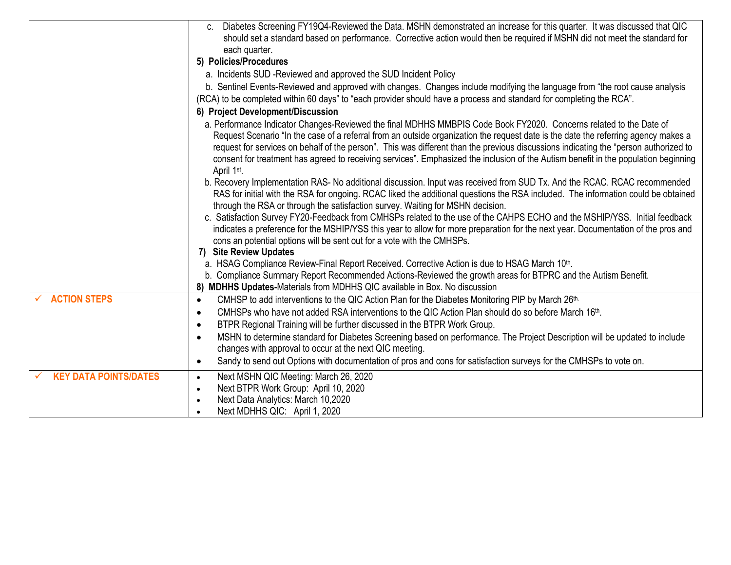| | |
|---|---|
| | c. Diabetes Screening FY19Q4-Reviewed the Data. MSHN demonstrated an increase for this quarter. It was discussed that QIC should set a standard based on performance. Corrective action would then be required if MSHN did not meet the standard for each quarter.<br>**5) Policies/Procedures**<br>a. Incidents SUD -Reviewed and approved the SUD Incident Policy<br>b. Sentinel Events-Reviewed and approved with changes. Changes include modifying the language from "the root cause analysis (RCA) to be completed within 60 days" to "each provider should have a process and standard for completing the RCA".<br>**6) Project Development/Discussion**<br>a. Performance Indicator Changes-Reviewed the final MDHHS MMBPIS Code Book FY2020. Concerns related to the Date of Request Scenario "In the case of a referral from an outside organization the request date is the date the referring agency makes a request for services on behalf of the person". This was different than the previous discussions indicating the "person authorized to consent for treatment has agreed to receiving services". Emphasized the inclusion of the Autism benefit in the population beginning April 1st.<br>b. Recovery Implementation RAS- No additional discussion. Input was received from SUD Tx. And the RCAC. RCAC recommended RAS for initial with the RSA for ongoing. RCAC liked the additional questions the RSA included. The information could be obtained through the RSA or through the satisfaction survey. Waiting for MSHN decision.<br>c. Satisfaction Survey FY20-Feedback from CMHSPs related to the use of the CAHPS ECHO and the MSHIP/YSS. Initial feedback indicates a preference for the MSHIP/YSS this year to allow for more preparation for the next year. Documentation of the pros and cons an potential options will be sent out for a vote with the CMHSPs.<br>**7) Site Review Updates**<br>a. HSAG Compliance Review-Final Report Received. Corrective Action is due to HSAG March 10th.<br>b. Compliance Summary Report Recommended Actions-Reviewed the growth areas for BTPRC and the Autism Benefit.<br>**8) MDHHS Updates-**Materials from MDHHS QIC available in Box. No discussion |
| ✓ **ACTION STEPS** | • CMHSP to add interventions to the QIC Action Plan for the Diabetes Monitoring PIP by March 26th.<br>• CMHSPs who have not added RSA interventions to the QIC Action Plan should do so before March 16th.<br>• BTPR Regional Training will be further discussed in the BTPR Work Group.<br>• MSHN to determine standard for Diabetes Screening based on performance. The Project Description will be updated to include changes with approval to occur at the next QIC meeting.<br>• Sandy to send out Options with documentation of pros and cons for satisfaction surveys for the CMHSPs to vote on. |
| ✓ **KEY DATA POINTS/DATES** | • Next MSHN QIC Meeting: March 26, 2020<br>• Next BTPR Work Group: April 10, 2020<br>• Next Data Analytics: March 10,2020<br>• Next MDHHS QIC: April 1, 2020 |